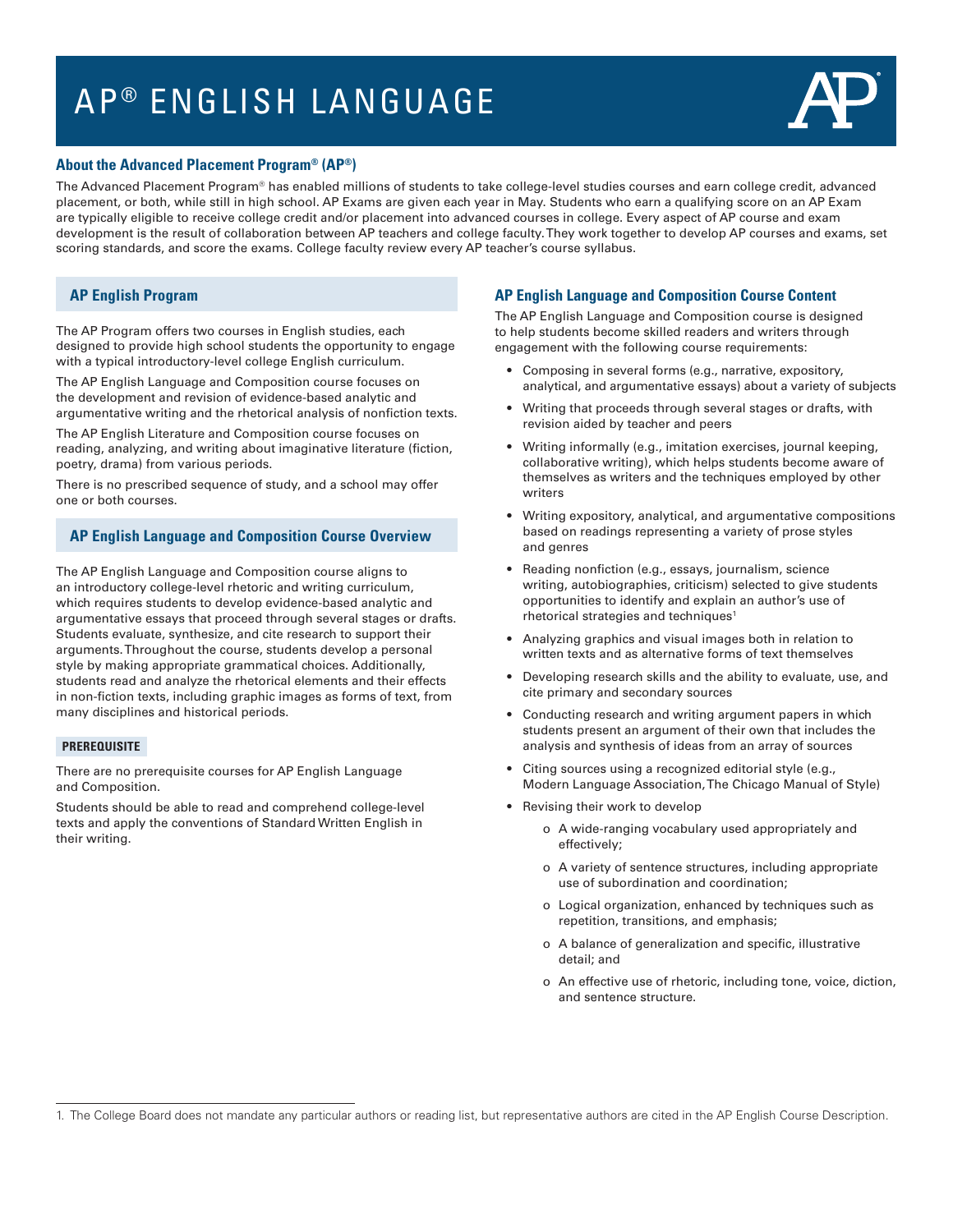# AP® ENGLISH LANGUAGE

## About the Advanced Placement Program® (AP®)

The Advanced Placement Program® has enabled millions of students to take college-level studies courses and earn college credit, advanced placement, or both, while still in high school. AP Exams are given each year in May. Students who earn a qualifying score on an AP Exam are typically eligible to receive college credit and/or placement into advanced courses in college. Every aspect of AP course and exam development is the result of collaboration between AP teachers and college faculty. They work together to develop AP courses and exams, set scoring standards, and score the exams. College faculty review every AP teacher's course syllabus.

## AP English Program

The AP Program offers two courses in English studies, each designed to provide high school students the opportunity to engage with a typical introductory-level college English curriculum.

The AP English Language and Composition course focuses on the development and revision of evidence-based analytic and argumentative writing and the rhetorical analysis of nonfiction texts.

The AP English Literature and Composition course focuses on reading, analyzing, and writing about imaginative literature (fiction, poetry, drama) from various periods.

There is no prescribed sequence of study, and a school may offer one or both courses.

## AP English Language and Composition Course Overview

The AP English Language and Composition course aligns to an introductory college-level rhetoric and writing curriculum, which requires students to develop evidence-based analytic and argumentative essays that proceed through several stages or drafts. Students evaluate, synthesize, and cite research to support their arguments. Throughout the course, students develop a personal style by making appropriate grammatical choices. Additionally, students read and analyze the rhetorical elements and their effects in non-fiction texts, including graphic images as forms of text, from many disciplines and historical periods.

### PREREQUISITE

There are no prerequisite courses for AP English Language and Composition.

Students should be able to read and comprehend college-level texts and apply the conventions of Standard Written English in their writing.

## AP English Language and Composition Course Content

The AP English Language and Composition course is designed to help students become skilled readers and writers through engagement with the following course requirements:

- Composing in several forms (e.g., narrative, expository, analytical, and argumentative essays) about a variety of subjects
- Writing that proceeds through several stages or drafts, with revision aided by teacher and peers
- Writing informally (e.g., imitation exercises, journal keeping, collaborative writing), which helps students become aware of themselves as writers and the techniques employed by other writers
- Writing expository, analytical, and argumentative compositions based on readings representing a variety of prose styles and genres
- Reading nonfiction (e.g., essays, journalism, science writing, autobiographies, criticism) selected to give students opportunities to identify and explain an author's use of rhetorical strategies and techniques[1]
- Analyzing graphics and visual images both in relation to written texts and as alternative forms of text themselves
- Developing research skills and the ability to evaluate, use, and cite primary and secondary sources
- Conducting research and writing argument papers in which students present an argument of their own that includes the analysis and synthesis of ideas from an array of sources
- Citing sources using a recognized editorial style (e.g., Modern Language Association, The Chicago Manual of Style)
- Revising their work to develop
  - A wide-ranging vocabulary used appropriately and effectively;
  - A variety of sentence structures, including appropriate use of subordination and coordination;
  - Logical organization, enhanced by techniques such as repetition, transitions, and emphasis;
  - A balance of generalization and specific, illustrative detail; and
  - An effective use of rhetoric, including tone, voice, diction, and sentence structure.

---

1. The College Board does not mandate any particular authors or reading list, but representative authors are cited in the AP English Course Description.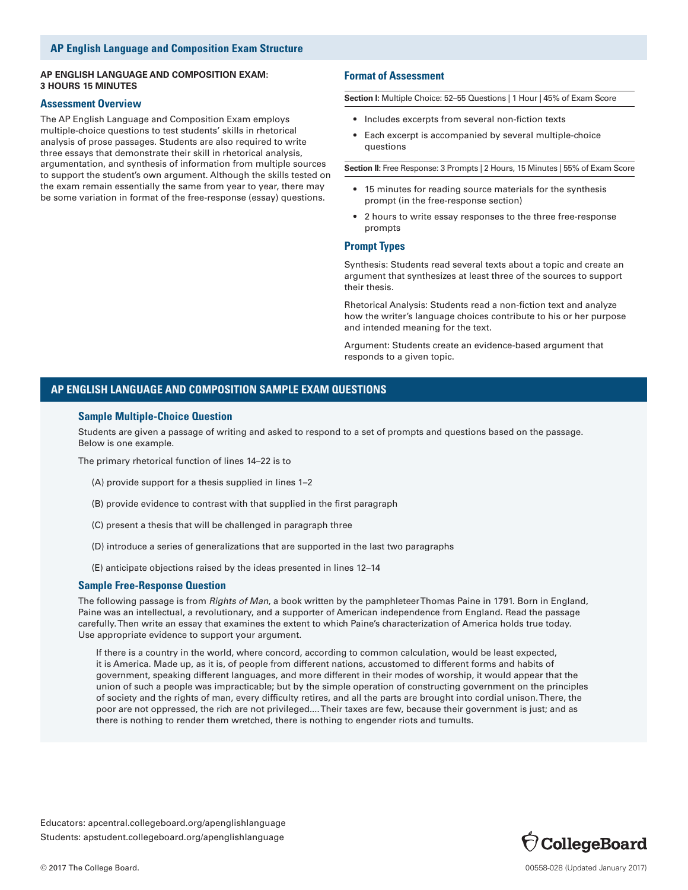## AP English Language and Composition Exam Structure

**AP ENGLISH LANGUAGE AND COMPOSITION EXAM: 3 HOURS 15 MINUTES**

### Assessment Overview

The AP English Language and Composition Exam employs multiple-choice questions to test students' skills in rhetorical analysis of prose passages. Students are also required to write three essays that demonstrate their skill in rhetorical analysis, argumentation, and synthesis of information from multiple sources to support the student's own argument. Although the skills tested on the exam remain essentially the same from year to year, there may be some variation in format of the free-response (essay) questions.

### Format of Assessment

**Section I:** Multiple Choice: 52–55 Questions | 1 Hour | 45% of Exam Score

- Includes excerpts from several non-fiction texts
- Each excerpt is accompanied by several multiple-choice questions

**Section II:** Free Response: 3 Prompts | 2 Hours, 15 Minutes | 55% of Exam Score

- 15 minutes for reading source materials for the synthesis prompt (in the free-response section)
- 2 hours to write essay responses to the three free-response prompts

### Prompt Types

Synthesis: Students read several texts about a topic and create an argument that synthesizes at least three of the sources to support their thesis.

Rhetorical Analysis: Students read a non-fiction text and analyze how the writer's language choices contribute to his or her purpose and intended meaning for the text.

Argument: Students create an evidence-based argument that responds to a given topic.

## AP ENGLISH LANGUAGE AND COMPOSITION SAMPLE EXAM QUESTIONS

### Sample Multiple-Choice Question

Students are given a passage of writing and asked to respond to a set of prompts and questions based on the passage. Below is one example.

The primary rhetorical function of lines 14–22 is to

(A) provide support for a thesis supplied in lines 1–2

(B) provide evidence to contrast with that supplied in the first paragraph

(C) present a thesis that will be challenged in paragraph three

(D) introduce a series of generalizations that are supported in the last two paragraphs

(E) anticipate objections raised by the ideas presented in lines 12–14

### Sample Free-Response Question

The following passage is from *Rights of Man*, a book written by the pamphleteer Thomas Paine in 1791. Born in England, Paine was an intellectual, a revolutionary, and a supporter of American independence from England. Read the passage carefully. Then write an essay that examines the extent to which Paine's characterization of America holds true today. Use appropriate evidence to support your argument.

> If there is a country in the world, where concord, according to common calculation, would be least expected, it is America. Made up, as it is, of people from different nations, accustomed to different forms and habits of government, speaking different languages, and more different in their modes of worship, it would appear that the union of such a people was impracticable; but by the simple operation of constructing government on the principles of society and the rights of man, every difficulty retires, and all the parts are brought into cordial unison. There, the poor are not oppressed, the rich are not privileged.... Their taxes are few, because their government is just; and as there is nothing to render them wretched, there is nothing to engender riots and tumults.

Educators: apcentral.collegeboard.org/apenglishlanguage
Students: apstudent.collegeboard.org/apenglishlanguage

© 2017 The College Board.

00558-028 (Updated January 2017)